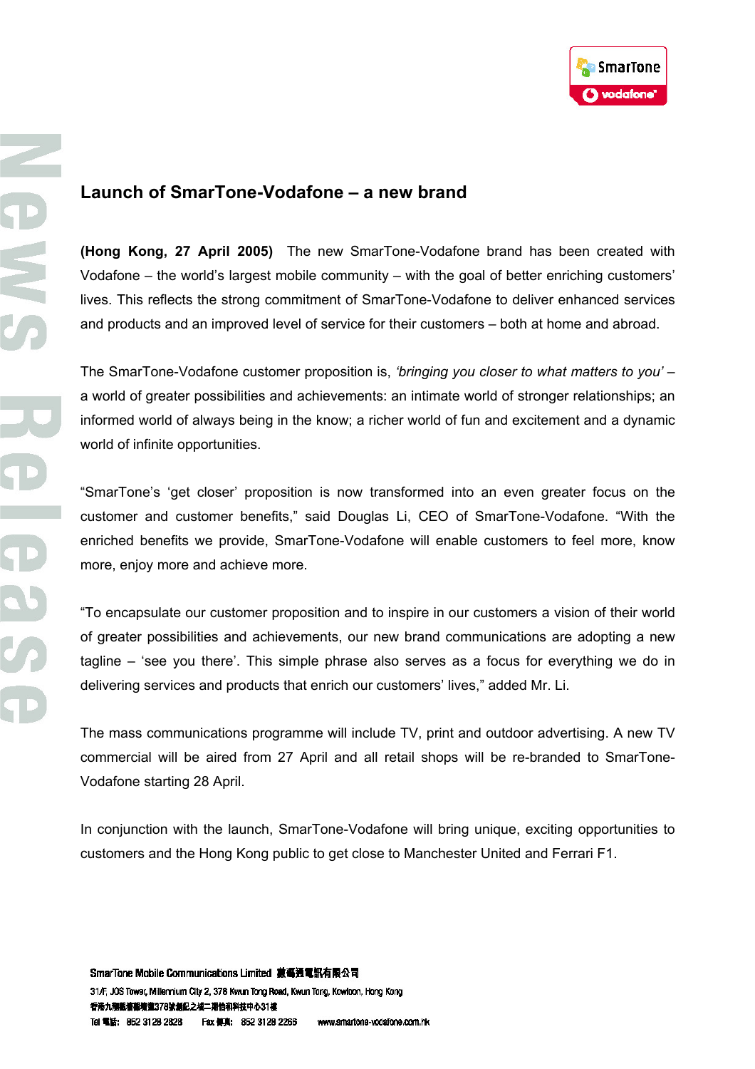# Launch of SmarTone-Vodafone – a new brand

**(Hong Kong, 27 April 2005)** The new SmarTone-Vodafone brand has been created with Vodafone – the world's largest mobile community – with the goal of better enriching customers' lives. This reflects the strong commitment of SmarTone-Vodafone to deliver enhanced services and products and an improved level of service for their customers – both at home and abroad.

The SmarTone-Vodafone customer proposition is, *'bringing you closer to what matters to you'* – a world of greater possibilities and achievements: an intimate world of stronger relationships; an informed world of always being in the know; a richer world of fun and excitement and a dynamic world of infinite opportunities.

"SmarTone's 'get closer' proposition is now transformed into an even greater focus on the customer and customer benefits," said Douglas Li, CEO of SmarTone-Vodafone. "With the enriched benefits we provide, SmarTone-Vodafone will enable customers to feel more, know more, enjoy more and achieve more.

"To encapsulate our customer proposition and to inspire in our customers a vision of their world of greater possibilities and achievements, our new brand communications are adopting a new tagline – 'see you there'. This simple phrase also serves as a focus for everything we do in delivering services and products that enrich our customers' lives," added Mr. Li.

The mass communications programme will include TV, print and outdoor advertising. A new TV commercial will be aired from 27 April and all retail shops will be re-branded to SmarTone-Vodafone starting 28 April.

In conjunction with the launch, SmarTone-Vodafone will bring unique, exciting opportunities to customers and the Hong Kong public to get close to Manchester United and Ferrari F1.

SmarTone Mobile Communications Limited 數碼通電訊有限公司
31/F, JOS Tower, Millennium City 2, 378 Kwun Tong Road, Kwun Tong, Kowloon, Hong Kong
香港九龍觀塘觀塘道378號創紀之城二期信和科技中心31樓
Tel 電話: 852 3128 2828 Fax 傳真: 852 3128 2266 www.smartone-vodafone.com.hk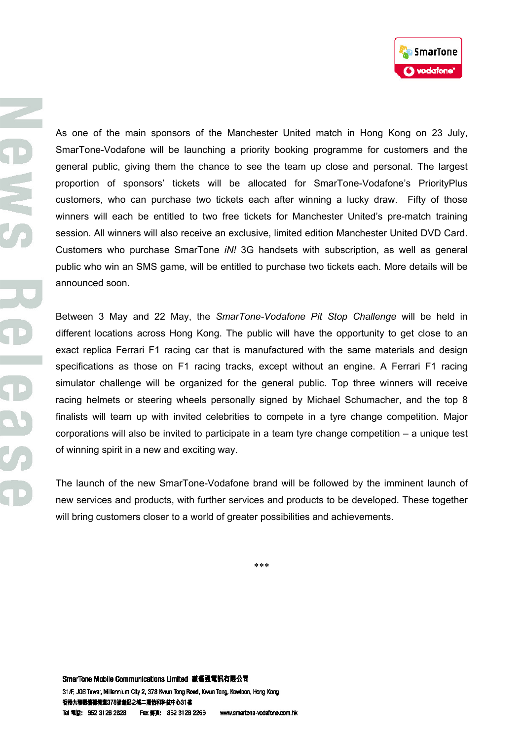As one of the main sponsors of the Manchester United match in Hong Kong on 23 July, SmarTone-Vodafone will be launching a priority booking programme for customers and the general public, giving them the chance to see the team up close and personal. The largest proportion of sponsors' tickets will be allocated for SmarTone-Vodafone's PriorityPlus customers, who can purchase two tickets each after winning a lucky draw. Fifty of those winners will each be entitled to two free tickets for Manchester United's pre-match training session. All winners will also receive an exclusive, limited edition Manchester United DVD Card. Customers who purchase SmarTone *iN!* 3G handsets with subscription, as well as general public who win an SMS game, will be entitled to purchase two tickets each. More details will be announced soon.

Between 3 May and 22 May, the *SmarTone-Vodafone Pit Stop Challenge* will be held in different locations across Hong Kong. The public will have the opportunity to get close to an exact replica Ferrari F1 racing car that is manufactured with the same materials and design specifications as those on F1 racing tracks, except without an engine. A Ferrari F1 racing simulator challenge will be organized for the general public. Top three winners will receive racing helmets or steering wheels personally signed by Michael Schumacher, and the top 8 finalists will team up with invited celebrities to compete in a tyre change competition. Major corporations will also be invited to participate in a team tyre change competition – a unique test of winning spirit in a new and exciting way.

The launch of the new SmarTone-Vodafone brand will be followed by the imminent launch of new services and products, with further services and products to be developed. These together will bring customers closer to a world of greater possibilities and achievements.

\*\*\*

SmarTone Mobile Communications Limited 數碼通電訊有限公司

31/F, JOS Tower, Millennium City 2, 378 Kwun Tong Road, Kwun Tong, Kowloon, Hong Kong

香港九龍觀塘觀塘道378號創紀之城二期怡和科技中心31樓

Tel 電話: 852 3128 2828 Fax 傳真: 852 3128 2266 www.smartone-vodafone.com.hk